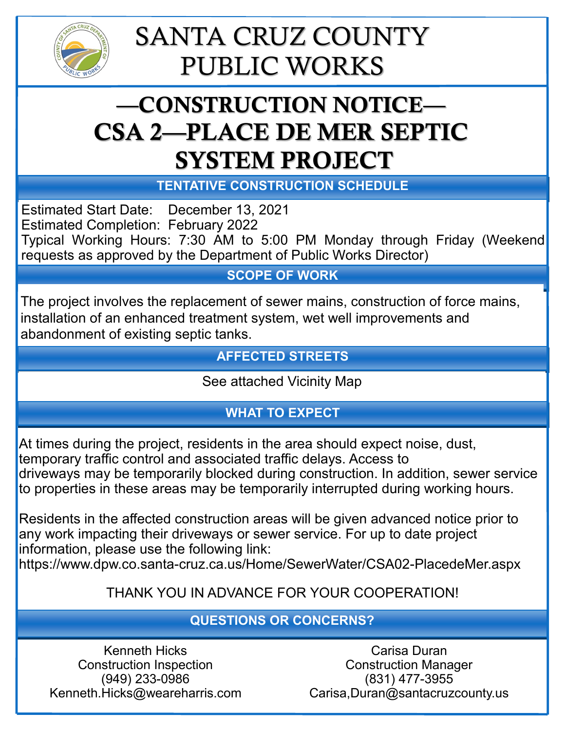# SANTA CRUZ COUNTY PUBLIC WORKS

# —CONSTRUCTION NOTICE— CSA 2—PLACE DE MER SEPTIC SYSTEM PROJECT

## TENTATIVE CONSTRUCTION SCHEDULE

Estimated Start Date: December 13, 2021
Estimated Completion: February 2022
Typical Working Hours: 7:30 AM to 5:00 PM Monday through Friday (Weekend requests as approved by the Department of Public Works Director)

## SCOPE OF WORK

The project involves the replacement of sewer mains, construction of force mains, installation of an enhanced treatment system, wet well improvements and abandonment of existing septic tanks.

## AFFECTED STREETS

See attached Vicinity Map

## WHAT TO EXPECT

At times during the project, residents in the area should expect noise, dust, temporary traffic control and associated traffic delays. Access to driveways may be temporarily blocked during construction. In addition, sewer service to properties in these areas may be temporarily interrupted during working hours.

Residents in the affected construction areas will be given advanced notice prior to any work impacting their driveways or sewer service. For up to date project information, please use the following link: https://www.dpw.co.santa-cruz.ca.us/Home/SewerWater/CSA02-PlacedeMer.aspx

THANK YOU IN ADVANCE FOR YOUR COOPERATION!

## QUESTIONS OR CONCERNS?

Kenneth Hicks
Construction Inspection
(949) 233-0986
Kenneth.Hicks@weareharris.com

Carisa Duran
Construction Manager
(831) 477-3955
Carisa,Duran@santacruzcounty.us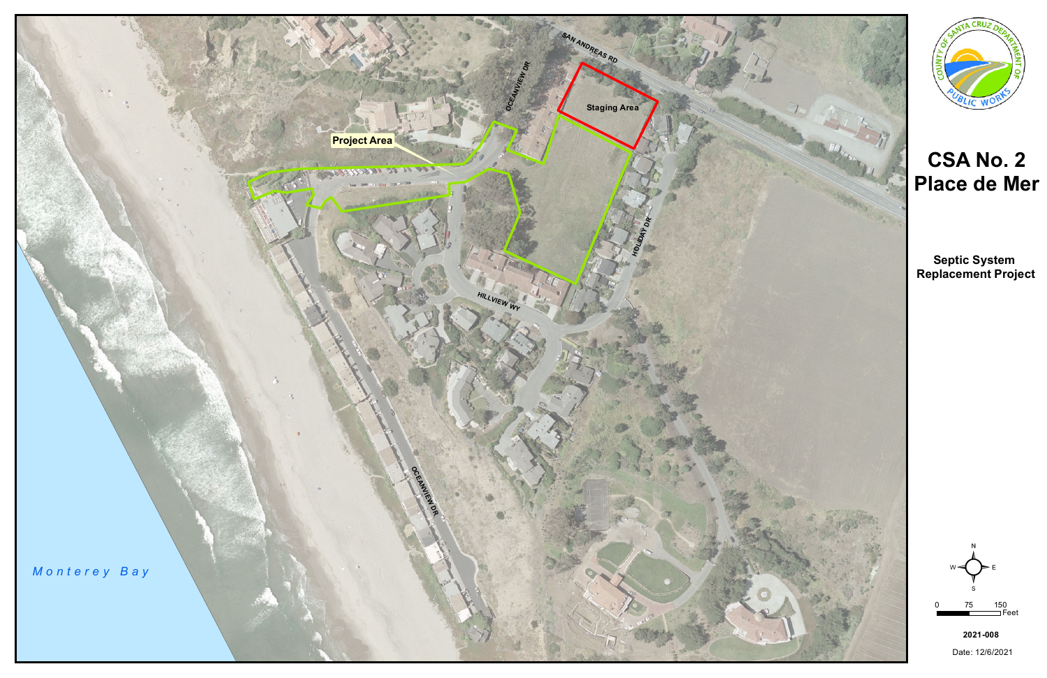# CSA No. 2 Place de Mer

**Septic System Replacement Project**

COUNTY OF SANTA CRUZ DEPARTMENT OF PUBLIC WORKS

Project Area

Staging Area

SAN ANDREAS RD

OCEANVIEW DR

HOLIDAY DR

HILLVIEW WY

OCEANVIEW DR

Monterey Bay

N

W E

S

0 75 150

Feet

**2021-008**

Date: 12/6/2021